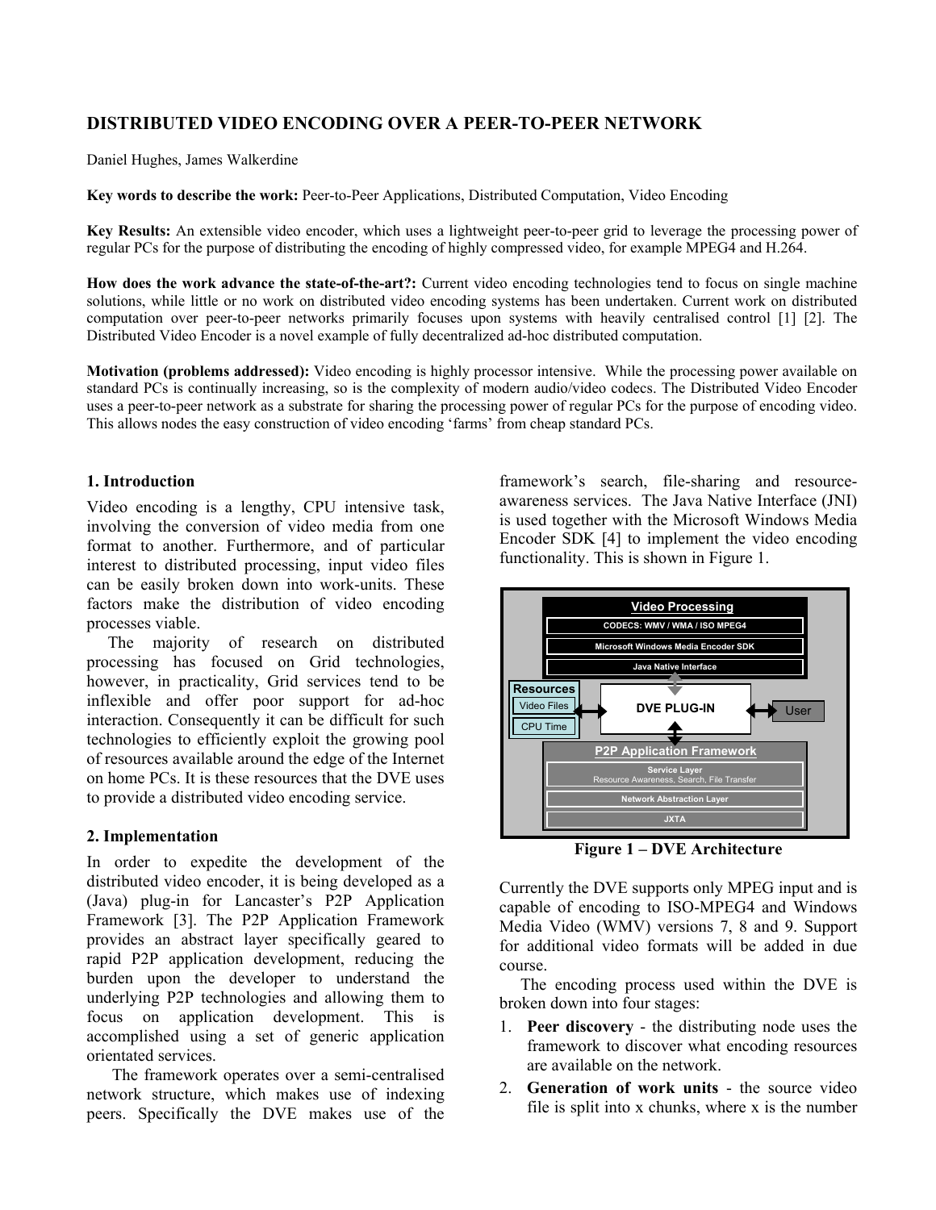# DISTRIBUTED VIDEO ENCODING OVER A PEER-TO-PEER NETWORK

Daniel Hughes, James Walkerdine

**Key words to describe the work:** Peer-to-Peer Applications, Distributed Computation, Video Encoding

**Key Results:** An extensible video encoder, which uses a lightweight peer-to-peer grid to leverage the processing power of regular PCs for the purpose of distributing the encoding of highly compressed video, for example MPEG4 and H.264.

**How does the work advance the state-of-the-art?:** Current video encoding technologies tend to focus on single machine solutions, while little or no work on distributed video encoding systems has been undertaken. Current work on distributed computation over peer-to-peer networks primarily focuses upon systems with heavily centralised control [1] [2]. The Distributed Video Encoder is a novel example of fully decentralized ad-hoc distributed computation.

**Motivation (problems addressed):** Video encoding is highly processor intensive. While the processing power available on standard PCs is continually increasing, so is the complexity of modern audio/video codecs. The Distributed Video Encoder uses a peer-to-peer network as a substrate for sharing the processing power of regular PCs for the purpose of encoding video. This allows nodes the easy construction of video encoding 'farms' from cheap standard PCs.

## 1. Introduction

Video encoding is a lengthy, CPU intensive task, involving the conversion of video media from one format to another. Furthermore, and of particular interest to distributed processing, input video files can be easily broken down into work-units. These factors make the distribution of video encoding processes viable.

The majority of research on distributed processing has focused on Grid technologies, however, in practicality, Grid services tend to be inflexible and offer poor support for ad-hoc interaction. Consequently it can be difficult for such technologies to efficiently exploit the growing pool of resources available around the edge of the Internet on home PCs. It is these resources that the DVE uses to provide a distributed video encoding service.

## 2. Implementation

In order to expedite the development of the distributed video encoder, it is being developed as a (Java) plug-in for Lancaster's P2P Application Framework [3]. The P2P Application Framework provides an abstract layer specifically geared to rapid P2P application development, reducing the burden upon the developer to understand the underlying P2P technologies and allowing them to focus on application development. This is accomplished using a set of generic application orientated services.

The framework operates over a semi-centralised network structure, which makes use of indexing peers. Specifically the DVE makes use of the framework's search, file-sharing and resource-awareness services. The Java Native Interface (JNI) is used together with the Microsoft Windows Media Encoder SDK [4] to implement the video encoding functionality. This is shown in Figure 1.

Video Processing
CODECS: WMV / WMA / ISO MPEG4
Microsoft Windows Media Encoder SDK
Java Native Interface

Resources
Video Files
CPU Time

DVE PLUG-IN

User

P2P Application Framework
Service Layer
Resource Awareness, Search, File Transfer
Network Abstraction Layer
JXTA

**Figure 1 – DVE Architecture**

Currently the DVE supports only MPEG input and is capable of encoding to ISO-MPEG4 and Windows Media Video (WMV) versions 7, 8 and 9. Support for additional video formats will be added in due course.

The encoding process used within the DVE is broken down into four stages:

1. **Peer discovery** - the distributing node uses the framework to discover what encoding resources are available on the network.
2. **Generation of work units** - the source video file is split into x chunks, where x is the number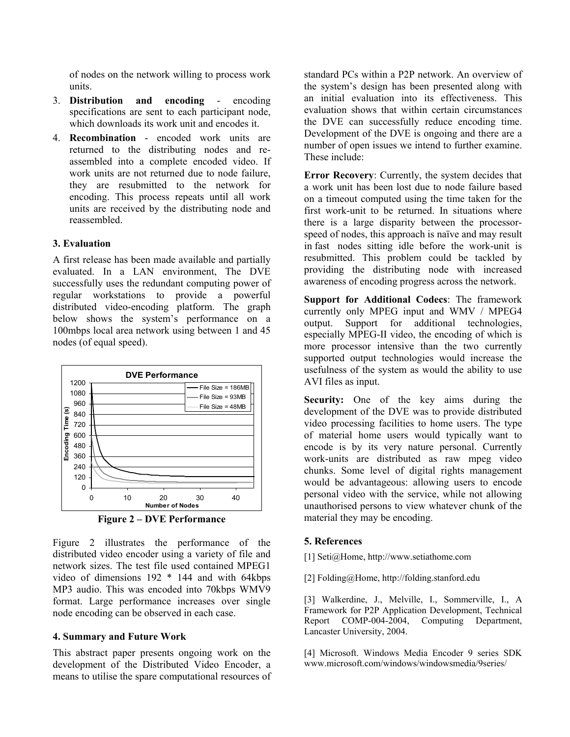of nodes on the network willing to process work units.

3. **Distribution and encoding** - encoding specifications are sent to each participant node, which downloads its work unit and encodes it.
4. **Recombination** - encoded work units are returned to the distributing nodes and re-assembled into a complete encoded video. If work units are not returned due to node failure, they are resubmitted to the network for encoding. This process repeats until all work units are received by the distributing node and reassembled.

### 3. Evaluation

A first release has been made available and partially evaluated. In a LAN environment, The DVE successfully uses the redundant computing power of regular workstations to provide a powerful distributed video-encoding platform. The graph below shows the system's performance on a 100mbps local area network using between 1 and 45 nodes (of equal speed).

DVE Performance

Encoding Time (s)

1200
1080
960
840
720
600
480
360
240
120
0

Number of Nodes

0 10 20 30 40

File Size = 186MB
File Size = 93MB
File Size = 48MB

**Figure 2 – DVE Performance**

Figure 2 illustrates the performance of the distributed video encoder using a variety of file and network sizes. The test file used contained MPEG1 video of dimensions 192 * 144 and with 64kbps MP3 audio. This was encoded into 70kbps WMV9 format. Large performance increases over single node encoding can be observed in each case.

### 4. Summary and Future Work

This abstract paper presents ongoing work on the development of the Distributed Video Encoder, a means to utilise the spare computational resources of standard PCs within a P2P network. An overview of the system's design has been presented along with an initial evaluation into its effectiveness. This evaluation shows that within certain circumstances the DVE can successfully reduce encoding time. Development of the DVE is ongoing and there are a number of open issues we intend to further examine. These include:

**Error Recovery**: Currently, the system decides that a work unit has been lost due to node failure based on a timeout computed using the time taken for the first work-unit to be returned. In situations where there is a large disparity between the processor-speed of nodes, this approach is naïve and may result in fast nodes sitting idle before the work-unit is resubmitted. This problem could be tackled by providing the distributing node with increased awareness of encoding progress across the network.

**Support for Additional Codecs**: The framework currently only MPEG input and WMV / MPEG4 output. Support for additional technologies, especially MPEG-II video, the encoding of which is more processor intensive than the two currently supported output technologies would increase the usefulness of the system as would the ability to use AVI files as input.

**Security:** One of the key aims during the development of the DVE was to provide distributed video processing facilities to home users. The type of material home users would typically want to encode is by its very nature personal. Currently work-units are distributed as raw mpeg video chunks. Some level of digital rights management would be advantageous: allowing users to encode personal video with the service, while not allowing unauthorised persons to view whatever chunk of the material they may be encoding.

### 5. References

[1] Seti@Home, http://www.setiathome.com

[2] Folding@Home, http://folding.stanford.edu

[3] Walkerdine, J., Melville, I., Sommerville, I., A Framework for P2P Application Development, Technical Report COMP-004-2004, Computing Department, Lancaster University, 2004.

[4] Microsoft. Windows Media Encoder 9 series SDK www.microsoft.com/windows/windowsmedia/9series/